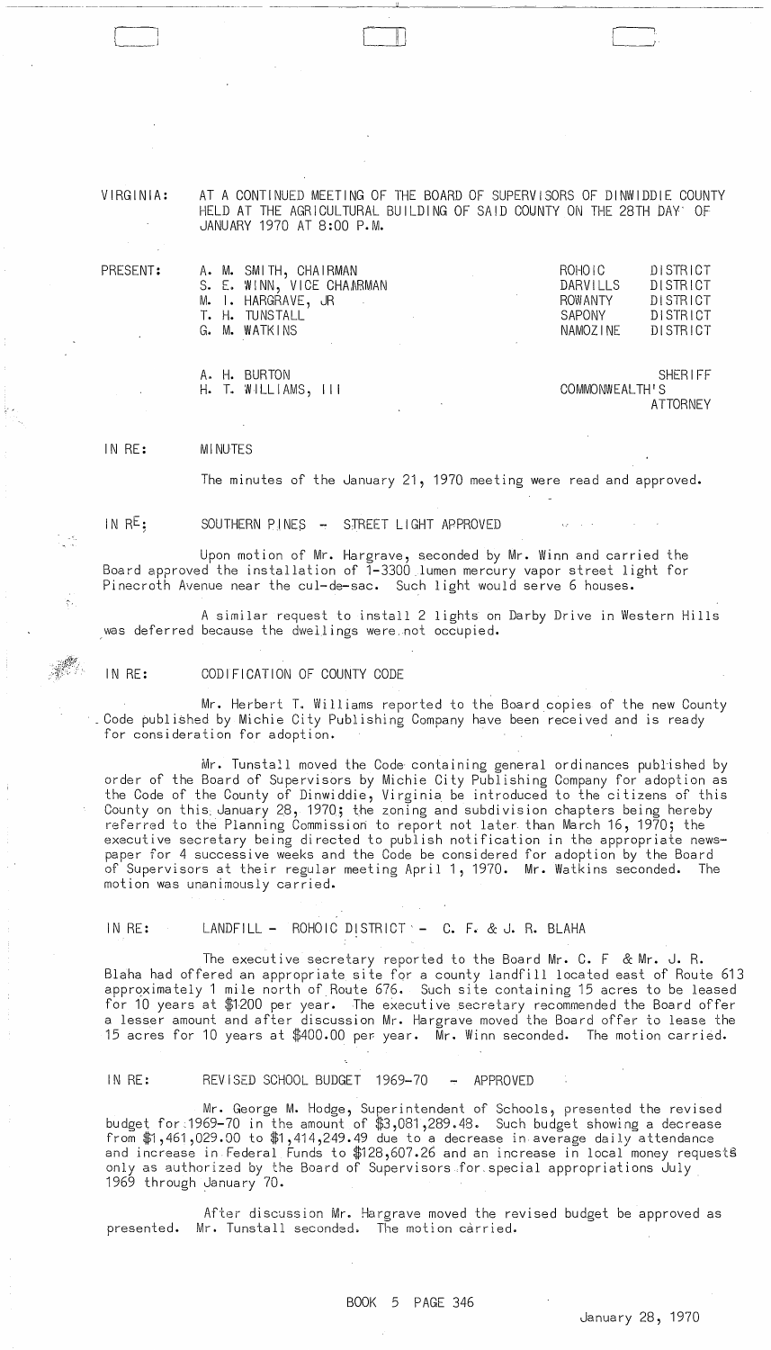VIRGINIA: AT A CONTINUED MEETING OF THE BOARD OF SUPERVISORS OF DINWIDDIE COUNTY HELD AT THE AGRICULTURAL BUILDING OF SAID COUNTY ON THE 28TH DAY OF JANUARY 1970 AT 8:00 P.M.

| PRESENT: | | |
|---|---|---|
| A. M. SMITH, CHAIRMAN | ROHOIC | DISTRICT |
| S. E. WINN, VICE CHAIRMAN | DARVILLS | DISTRICT |
| M. I. HARGRAVE, JR | ROWANTY | DISTRICT |
| T. H. TUNSTALL | SAPONY | DISTRICT |
| G. M. WATKINS | NAMOZINE | DISTRICT |
| A. H. BURTON | | SHERIFF |
| H. T. WILLIAMS, III | COMMONWEALTH'S | ATTORNEY |

IN RE: MINUTES

The minutes of the January 21, 1970 meeting were read and approved.

IN RE: SOUTHERN PINES - STREET LIGHT APPROVED

Upon motion of Mr. Hargrave, seconded by Mr. Winn and carried the Board approved the installation of 1-3300 lumen mercury vapor street light for Pinecroth Avenue near the cul-de-sac. Such light would serve 6 houses.

A similar request to install 2 lights on Darby Drive in Western Hills was deferred because the dwellings were not occupied.

IN RE: CODIFICATION OF COUNTY CODE

Mr. Herbert T. Williams reported to the Board copies of the new County Code published by Michie City Publishing Company have been received and is ready for consideration for adoption.

Mr. Tunstall moved the Code containing general ordinances published by order of the Board of Supervisors by Michie City Publishing Company for adoption as the Code of the County of Dinwiddie, Virginia be introduced to the citizens of this County on this January 28, 1970; the zoning and subdivision chapters being hereby referred to the Planning Commission to report not later than March 16, 1970; the executive secretary being directed to publish notification in the appropriate newspaper for 4 successive weeks and the Code be considered for adoption by the Board of Supervisors at their regular meeting April 1, 1970. Mr. Watkins seconded. The motion was unanimously carried.

IN RE: LANDFILL - ROHOIC DISTRICT - C. F. & J. R. BLAHA

The executive secretary reported to the Board Mr. C. F & Mr. J. R. Blaha had offered an appropriate site for a county landfill located east of Route 613 approximately 1 mile north of Route 676. Such site containing 15 acres to be leased for 10 years at $1200 per year. The executive secretary recommended the Board offer a lesser amount and after discussion Mr. Hargrave moved the Board offer to lease the 15 acres for 10 years at $400.00 per year. Mr. Winn seconded. The motion carried.

IN RE: REVISED SCHOOL BUDGET 1969-70 - APPROVED

Mr. George M. Hodge, Superintendent of Schools, presented the revised budget for 1969-70 in the amount of $3,081,289.48. Such budget showing a decrease from $1,461,029.00 to $1,414,249.49 due to a decrease in average daily attendance and increase in Federal Funds to $128,607.26 and an increase in local money requests only as authorized by the Board of Supervisors for special appropriations July 1969 through January 70.

After discussion Mr. Hargrave moved the revised budget be approved as presented. Mr. Tunstall seconded. The motion carried.

BOOK 5 PAGE 346

January 28, 1970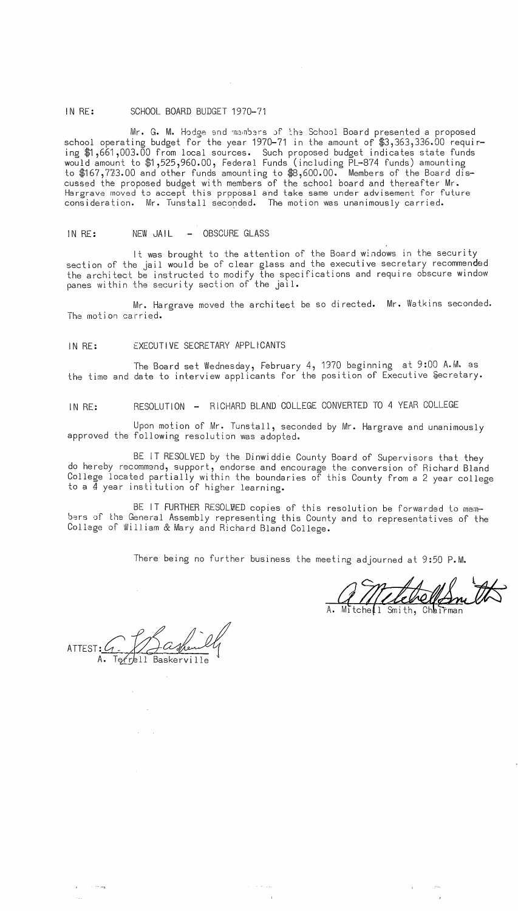IN RE: SCHOOL BOARD BUDGET 1970-71

Mr. G. M. Hodge and members of the School Board presented a proposed school operating budget for the year 1970-71 in the amount of $3,363,336.00 requiring $1,661,003.00 from local sources. Such proposed budget indicates state funds would amount to $1,525,960.00, Federal Funds (including PL-874 funds) amounting to $167,773.00 and other funds amounting to $8,600.00. Members of the Board discussed the proposed budget with members of the school board and thereafter Mr. Hargrave moved to accept this proposal and take same under advisement for future consideration. Mr. Tunstall seconded. The motion was unanimously carried.

IN RE: NEW JAIL - OBSCURE GLASS

It was brought to the attention of the Board windows in the security section of the jail would be of clear glass and the executive secretary recommended the architect be instructed to modify the specifications and require obscure window panes within the security section of the jail.

Mr. Hargrave moved the architect be so directed. Mr. Watkins seconded. The motion carried.

IN RE: EXECUTIVE SECRETARY APPLICANTS

The Board set Wednesday, February 4, 1970 beginning at 9:00 A.M. as the time and date to interview applicants for the position of Executive Secretary.

IN RE: RESOLUTION - RICHARD BLAND COLLEGE CONVERTED TO 4 YEAR COLLEGE

Upon motion of Mr. Tunstall, seconded by Mr. Hargrave and unanimously approved the following resolution was adopted.

BE IT RESOLVED by the Dinwiddie County Board of Supervisors that they do hereby recommend, support, endorse and encourage the conversion of Richard Bland College located partially within the boundaries of this County from a 2 year college to a 4 year institution of higher learning.

BE IT FURTHER RESOLVED copies of this resolution be forwarded to members of the General Assembly representing this County and to representatives of the College of William & Mary and Richard Bland College.

There being no further business the meeting adjourned at 9:50 P.M.

A. Mitchell Smith, Chairman

ATTEST: A. Terrell Baskerville